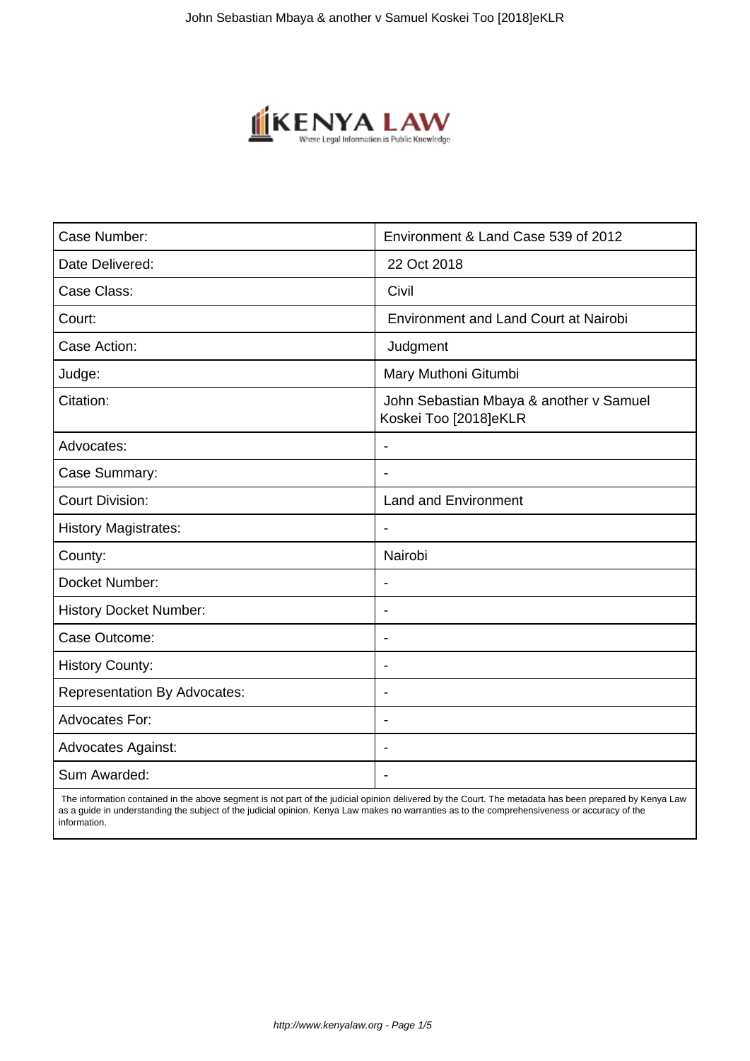| Case Number: | Environment & Land Case 539 of 2012 |
| --- | --- |
| Date Delivered: | 22 Oct 2018 |
| Case Class: | Civil |
| Court: | Environment and Land Court at Nairobi |
| Case Action: | Judgment |
| Judge: | Mary Muthoni Gitumbi |
| Citation: | John Sebastian Mbaya & another v Samuel Koskei Too [2018]eKLR |
| Advocates: | - |
| Case Summary: | - |
| Court Division: | Land and Environment |
| History Magistrates: | - |
| County: | Nairobi |
| Docket Number: | - |
| History Docket Number: | - |
| Case Outcome: | - |
| History County: | - |
| Representation By Advocates: | - |
| Advocates For: | - |
| Advocates Against: | - |
| Sum Awarded: | - |

The information contained in the above segment is not part of the judicial opinion delivered by the Court. The metadata has been prepared by Kenya Law as a guide in understanding the subject of the judicial opinion. Kenya Law makes no warranties as to the comprehensiveness or accuracy of the information.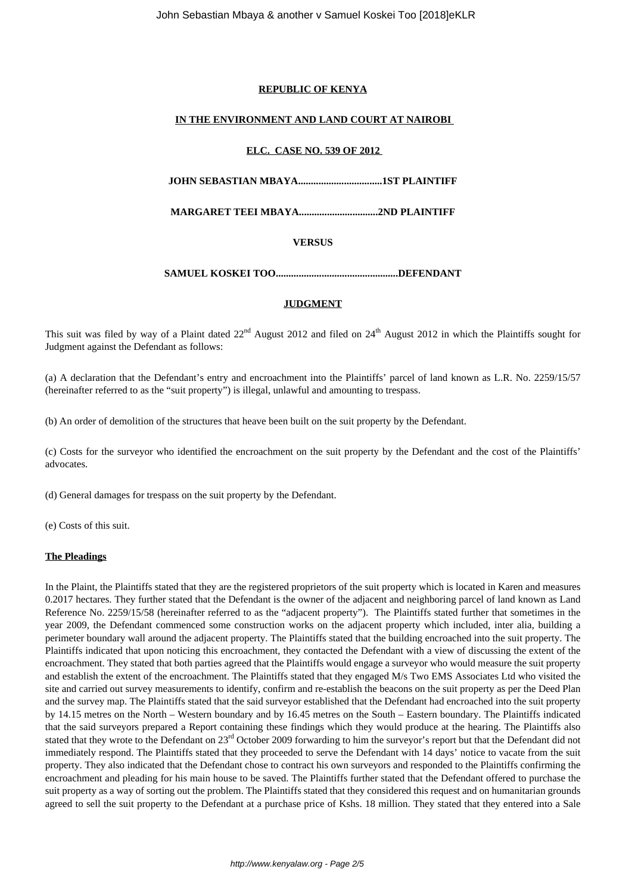**REPUBLIC OF KENYA**

**IN THE ENVIRONMENT AND LAND COURT AT NAIROBI**

**ELC. CASE NO. 539 OF 2012**

**JOHN SEBASTIAN MBAYA.................................1ST PLAINTIFF**

**MARGARET TEEI MBAYA...............................2ND PLAINTIFF**

**VERSUS**

**SAMUEL KOSKEI TOO................................................DEFENDANT**

**JUDGMENT**

This suit was filed by way of a Plaint dated 22nd August 2012 and filed on 24th August 2012 in which the Plaintiffs sought for Judgment against the Defendant as follows:

(a) A declaration that the Defendant's entry and encroachment into the Plaintiffs' parcel of land known as L.R. No. 2259/15/57 (hereinafter referred to as the "suit property") is illegal, unlawful and amounting to trespass.

(b) An order of demolition of the structures that heave been built on the suit property by the Defendant.

(c) Costs for the surveyor who identified the encroachment on the suit property by the Defendant and the cost of the Plaintiffs' advocates.

(d) General damages for trespass on the suit property by the Defendant.

(e) Costs of this suit.

**The Pleadings**

In the Plaint, the Plaintiffs stated that they are the registered proprietors of the suit property which is located in Karen and measures 0.2017 hectares. They further stated that the Defendant is the owner of the adjacent and neighboring parcel of land known as Land Reference No. 2259/15/58 (hereinafter referred to as the "adjacent property"). The Plaintiffs stated further that sometimes in the year 2009, the Defendant commenced some construction works on the adjacent property which included, inter alia, building a perimeter boundary wall around the adjacent property. The Plaintiffs stated that the building encroached into the suit property. The Plaintiffs indicated that upon noticing this encroachment, they contacted the Defendant with a view of discussing the extent of the encroachment. They stated that both parties agreed that the Plaintiffs would engage a surveyor who would measure the suit property and establish the extent of the encroachment. The Plaintiffs stated that they engaged M/s Two EMS Associates Ltd who visited the site and carried out survey measurements to identify, confirm and re-establish the beacons on the suit property as per the Deed Plan and the survey map. The Plaintiffs stated that the said surveyor established that the Defendant had encroached into the suit property by 14.15 metres on the North – Western boundary and by 16.45 metres on the South – Eastern boundary. The Plaintiffs indicated that the said surveyors prepared a Report containing these findings which they would produce at the hearing. The Plaintiffs also stated that they wrote to the Defendant on 23rd October 2009 forwarding to him the surveyor's report but that the Defendant did not immediately respond. The Plaintiffs stated that they proceeded to serve the Defendant with 14 days' notice to vacate from the suit property. They also indicated that the Defendant chose to contract his own surveyors and responded to the Plaintiffs confirming the encroachment and pleading for his main house to be saved. The Plaintiffs further stated that the Defendant offered to purchase the suit property as a way of sorting out the problem. The Plaintiffs stated that they considered this request and on humanitarian grounds agreed to sell the suit property to the Defendant at a purchase price of Kshs. 18 million. They stated that they entered into a Sale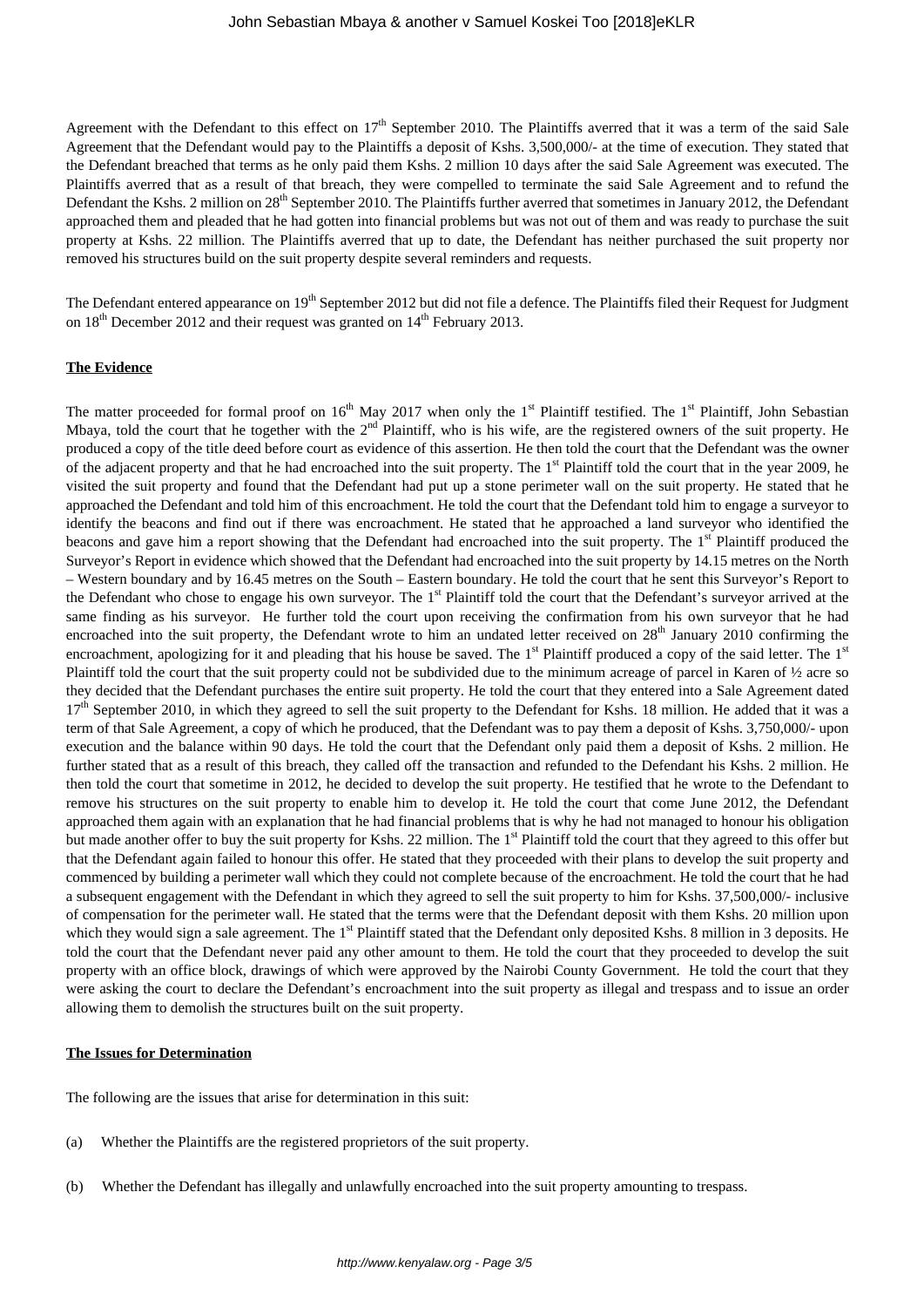Agreement with the Defendant to this effect on 17th September 2010. The Plaintiffs averred that it was a term of the said Sale Agreement that the Defendant would pay to the Plaintiffs a deposit of Kshs. 3,500,000/- at the time of execution. They stated that the Defendant breached that terms as he only paid them Kshs. 2 million 10 days after the said Sale Agreement was executed. The Plaintiffs averred that as a result of that breach, they were compelled to terminate the said Sale Agreement and to refund the Defendant the Kshs. 2 million on 28th September 2010. The Plaintiffs further averred that sometimes in January 2012, the Defendant approached them and pleaded that he had gotten into financial problems but was not out of them and was ready to purchase the suit property at Kshs. 22 million. The Plaintiffs averred that up to date, the Defendant has neither purchased the suit property nor removed his structures build on the suit property despite several reminders and requests.

The Defendant entered appearance on 19th September 2012 but did not file a defence. The Plaintiffs filed their Request for Judgment on 18th December 2012 and their request was granted on 14th February 2013.

**The Evidence**

The matter proceeded for formal proof on 16th May 2017 when only the 1st Plaintiff testified. The 1st Plaintiff, John Sebastian Mbaya, told the court that he together with the 2nd Plaintiff, who is his wife, are the registered owners of the suit property. He produced a copy of the title deed before court as evidence of this assertion. He then told the court that the Defendant was the owner of the adjacent property and that he had encroached into the suit property. The 1st Plaintiff told the court that in the year 2009, he visited the suit property and found that the Defendant had put up a stone perimeter wall on the suit property. He stated that he approached the Defendant and told him of this encroachment. He told the court that the Defendant told him to engage a surveyor to identify the beacons and find out if there was encroachment. He stated that he approached a land surveyor who identified the beacons and gave him a report showing that the Defendant had encroached into the suit property. The 1st Plaintiff produced the Surveyor's Report in evidence which showed that the Defendant had encroached into the suit property by 14.15 metres on the North – Western boundary and by 16.45 metres on the South – Eastern boundary. He told the court that he sent this Surveyor's Report to the Defendant who chose to engage his own surveyor. The 1st Plaintiff told the court that the Defendant's surveyor arrived at the same finding as his surveyor. He further told the court upon receiving the confirmation from his own surveyor that he had encroached into the suit property, the Defendant wrote to him an undated letter received on 28th January 2010 confirming the encroachment, apologizing for it and pleading that his house be saved. The 1st Plaintiff produced a copy of the said letter. The 1st Plaintiff told the court that the suit property could not be subdivided due to the minimum acreage of parcel in Karen of ½ acre so they decided that the Defendant purchases the entire suit property. He told the court that they entered into a Sale Agreement dated 17th September 2010, in which they agreed to sell the suit property to the Defendant for Kshs. 18 million. He added that it was a term of that Sale Agreement, a copy of which he produced, that the Defendant was to pay them a deposit of Kshs. 3,750,000/- upon execution and the balance within 90 days. He told the court that the Defendant only paid them a deposit of Kshs. 2 million. He further stated that as a result of this breach, they called off the transaction and refunded to the Defendant his Kshs. 2 million. He then told the court that sometime in 2012, he decided to develop the suit property. He testified that he wrote to the Defendant to remove his structures on the suit property to enable him to develop it. He told the court that come June 2012, the Defendant approached them again with an explanation that he had financial problems that is why he had not managed to honour his obligation but made another offer to buy the suit property for Kshs. 22 million. The 1st Plaintiff told the court that they agreed to this offer but that the Defendant again failed to honour this offer. He stated that they proceeded with their plans to develop the suit property and commenced by building a perimeter wall which they could not complete because of the encroachment. He told the court that he had a subsequent engagement with the Defendant in which they agreed to sell the suit property to him for Kshs. 37,500,000/- inclusive of compensation for the perimeter wall. He stated that the terms were that the Defendant deposit with them Kshs. 20 million upon which they would sign a sale agreement. The 1st Plaintiff stated that the Defendant only deposited Kshs. 8 million in 3 deposits. He told the court that the Defendant never paid any other amount to them. He told the court that they proceeded to develop the suit property with an office block, drawings of which were approved by the Nairobi County Government. He told the court that they were asking the court to declare the Defendant's encroachment into the suit property as illegal and trespass and to issue an order allowing them to demolish the structures built on the suit property.

**The Issues for Determination**

The following are the issues that arise for determination in this suit:

(a) Whether the Plaintiffs are the registered proprietors of the suit property.

(b) Whether the Defendant has illegally and unlawfully encroached into the suit property amounting to trespass.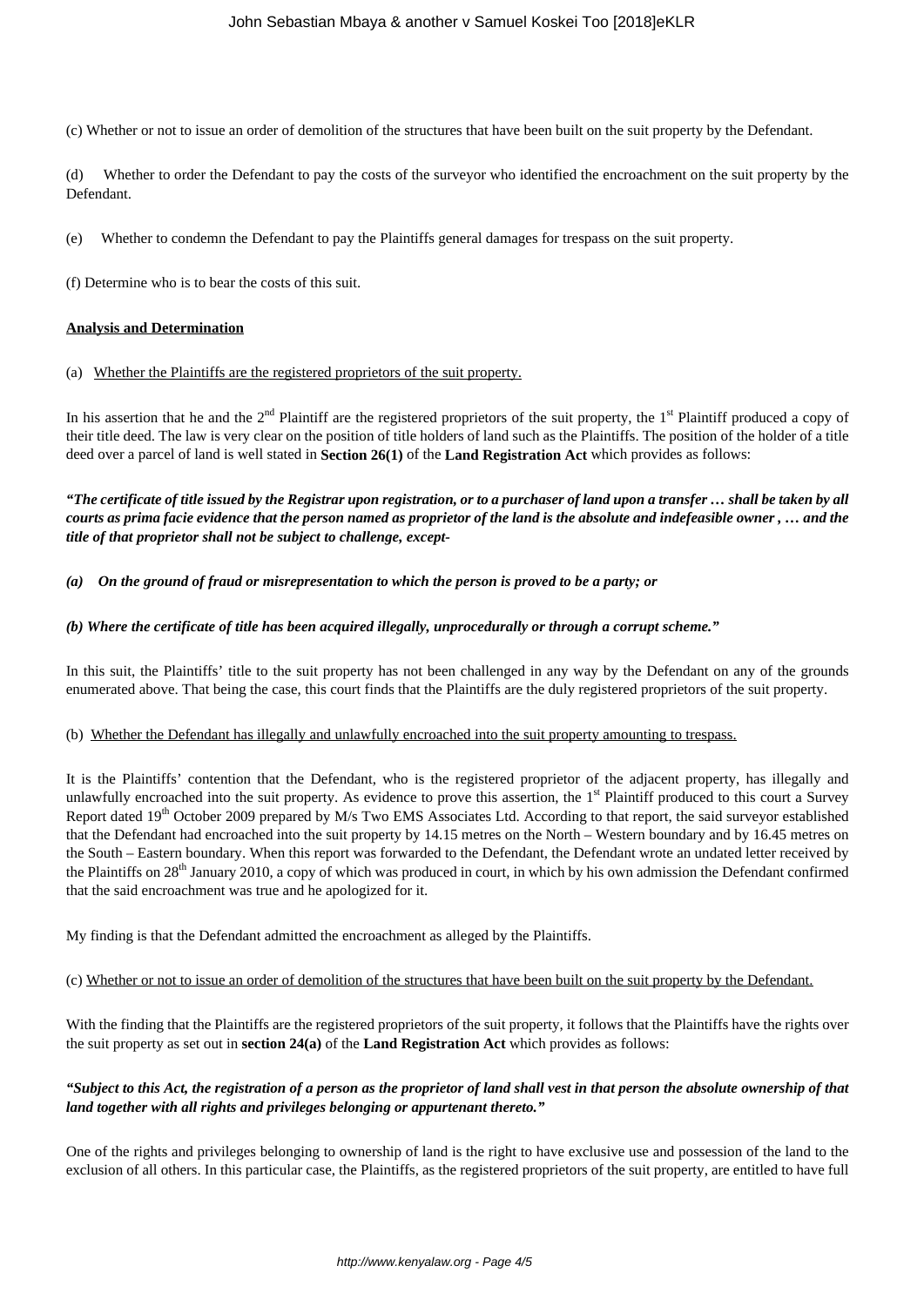(c) Whether or not to issue an order of demolition of the structures that have been built on the suit property by the Defendant.

(d) Whether to order the Defendant to pay the costs of the surveyor who identified the encroachment on the suit property by the Defendant.

(e) Whether to condemn the Defendant to pay the Plaintiffs general damages for trespass on the suit property.

(f) Determine who is to bear the costs of this suit.

**Analysis and Determination**

(a) Whether the Plaintiffs are the registered proprietors of the suit property.

In his assertion that he and the 2nd Plaintiff are the registered proprietors of the suit property, the 1st Plaintiff produced a copy of their title deed. The law is very clear on the position of title holders of land such as the Plaintiffs. The position of the holder of a title deed over a parcel of land is well stated in **Section 26(1)** of the **Land Registration Act** which provides as follows:

***"The certificate of title issued by the Registrar upon registration, or to a purchaser of land upon a transfer … shall be taken by all courts as prima facie evidence that the person named as proprietor of the land is the absolute and indefeasible owner , … and the title of that proprietor shall not be subject to challenge, except-***

***(a) On the ground of fraud or misrepresentation to which the person is proved to be a party; or***

***(b) Where the certificate of title has been acquired illegally, unprocedurally or through a corrupt scheme."***

In this suit, the Plaintiffs' title to the suit property has not been challenged in any way by the Defendant on any of the grounds enumerated above. That being the case, this court finds that the Plaintiffs are the duly registered proprietors of the suit property.

(b) Whether the Defendant has illegally and unlawfully encroached into the suit property amounting to trespass.

It is the Plaintiffs' contention that the Defendant, who is the registered proprietor of the adjacent property, has illegally and unlawfully encroached into the suit property. As evidence to prove this assertion, the 1st Plaintiff produced to this court a Survey Report dated 19th October 2009 prepared by M/s Two EMS Associates Ltd. According to that report, the said surveyor established that the Defendant had encroached into the suit property by 14.15 metres on the North – Western boundary and by 16.45 metres on the South – Eastern boundary. When this report was forwarded to the Defendant, the Defendant wrote an undated letter received by the Plaintiffs on 28th January 2010, a copy of which was produced in court, in which by his own admission the Defendant confirmed that the said encroachment was true and he apologized for it.

My finding is that the Defendant admitted the encroachment as alleged by the Plaintiffs.

(c) Whether or not to issue an order of demolition of the structures that have been built on the suit property by the Defendant.

With the finding that the Plaintiffs are the registered proprietors of the suit property, it follows that the Plaintiffs have the rights over the suit property as set out in **section 24(a)** of the **Land Registration Act** which provides as follows:

***"Subject to this Act, the registration of a person as the proprietor of land shall vest in that person the absolute ownership of that land together with all rights and privileges belonging or appurtenant thereto."***

One of the rights and privileges belonging to ownership of land is the right to have exclusive use and possession of the land to the exclusion of all others. In this particular case, the Plaintiffs, as the registered proprietors of the suit property, are entitled to have full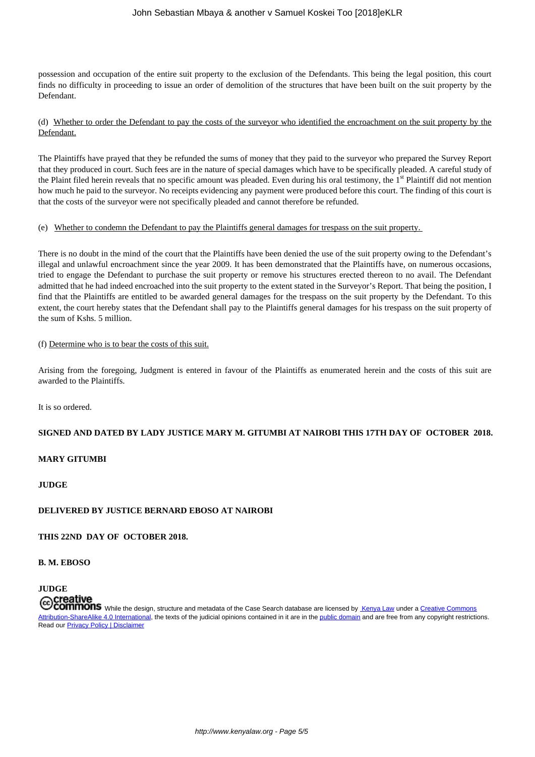possession and occupation of the entire suit property to the exclusion of the Defendants. This being the legal position, this court finds no difficulty in proceeding to issue an order of demolition of the structures that have been built on the suit property by the Defendant.

(d) Whether to order the Defendant to pay the costs of the surveyor who identified the encroachment on the suit property by the Defendant.

The Plaintiffs have prayed that they be refunded the sums of money that they paid to the surveyor who prepared the Survey Report that they produced in court. Such fees are in the nature of special damages which have to be specifically pleaded. A careful study of the Plaint filed herein reveals that no specific amount was pleaded. Even during his oral testimony, the 1st Plaintiff did not mention how much he paid to the surveyor. No receipts evidencing any payment were produced before this court. The finding of this court is that the costs of the surveyor were not specifically pleaded and cannot therefore be refunded.

(e) Whether to condemn the Defendant to pay the Plaintiffs general damages for trespass on the suit property.

There is no doubt in the mind of the court that the Plaintiffs have been denied the use of the suit property owing to the Defendant's illegal and unlawful encroachment since the year 2009. It has been demonstrated that the Plaintiffs have, on numerous occasions, tried to engage the Defendant to purchase the suit property or remove his structures erected thereon to no avail. The Defendant admitted that he had indeed encroached into the suit property to the extent stated in the Surveyor's Report. That being the position, I find that the Plaintiffs are entitled to be awarded general damages for the trespass on the suit property by the Defendant. To this extent, the court hereby states that the Defendant shall pay to the Plaintiffs general damages for his trespass on the suit property of the sum of Kshs. 5 million.

(f) Determine who is to bear the costs of this suit.

Arising from the foregoing, Judgment is entered in favour of the Plaintiffs as enumerated herein and the costs of this suit are awarded to the Plaintiffs.

It is so ordered.

**SIGNED AND DATED BY LADY JUSTICE MARY M. GITUMBI AT NAIROBI THIS 17TH DAY OF OCTOBER 2018.**

**MARY GITUMBI**

**JUDGE**

**DELIVERED BY JUSTICE BERNARD EBOSO AT NAIROBI**

**THIS 22ND DAY OF OCTOBER 2018.**

**B. M. EBOSO**

**JUDGE**

While the design, structure and metadata of the Case Search database are licensed by Kenya Law under a Creative Commons Attribution-ShareAlike 4.0 International, the texts of the judicial opinions contained in it are in the public domain and are free from any copyright restrictions. Read our Privacy Policy | Disclaimer